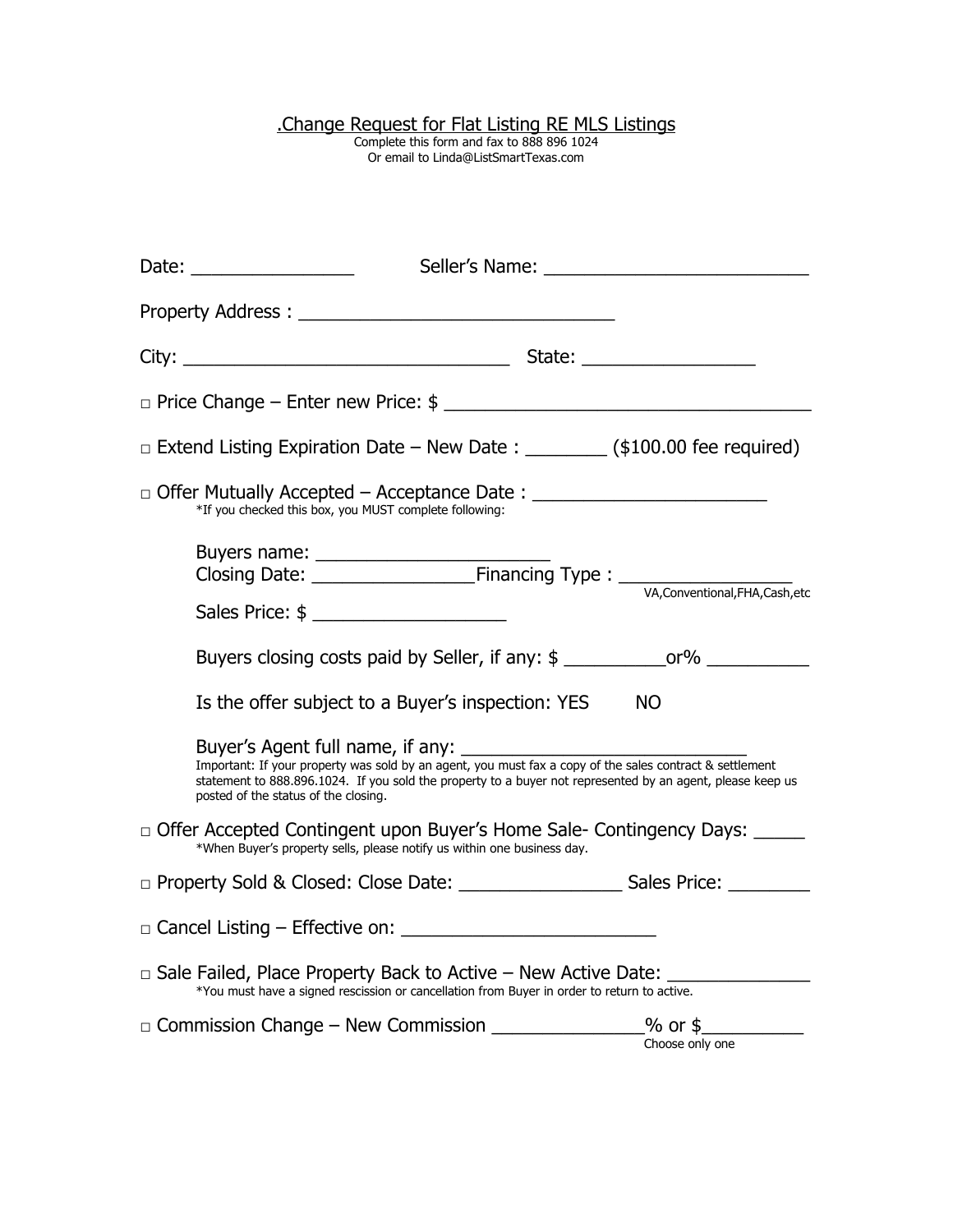# .Change Request for Flat Listing RE MLS Listings

Complete this form and fax to 888 896 1024
Or email to Linda@ListSmartTexas.com

Date: ________________ Seller's Name: __________________________

Property Address : _______________________________

City: ________________________________ State: _________________

□ Price Change – Enter new Price: $ ___________________________________

□ Extend Listing Expiration Date – New Date : ________ ($100.00 fee required)

□ Offer Mutually Accepted – Acceptance Date : _______________________
*If you checked this box, you MUST complete following:

Buyers name: _______________________
Closing Date: ________________Financing Type : _________________
VA,Conventional,FHA,Cash,etc

Sales Price: $ ___________________

Buyers closing costs paid by Seller, if any: $ __________or% __________

Is the offer subject to a Buyer's inspection: YES NO

Buyer's Agent full name, if any: ____________________________
Important: If your property was sold by an agent, you must fax a copy of the sales contract & settlement statement to 888.896.1024. If you sold the property to a buyer not represented by an agent, please keep us posted of the status of the closing.

□ Offer Accepted Contingent upon Buyer's Home Sale- Contingency Days: _____
*When Buyer's property sells, please notify us within one business day.

□ Property Sold & Closed: Close Date: ________________ Sales Price: ________

□ Cancel Listing – Effective on: _________________________

□ Sale Failed, Place Property Back to Active – New Active Date: ______________
*You must have a signed rescission or cancellation from Buyer in order to return to active.

□ Commission Change – New Commission _______________% or $__________
Choose only one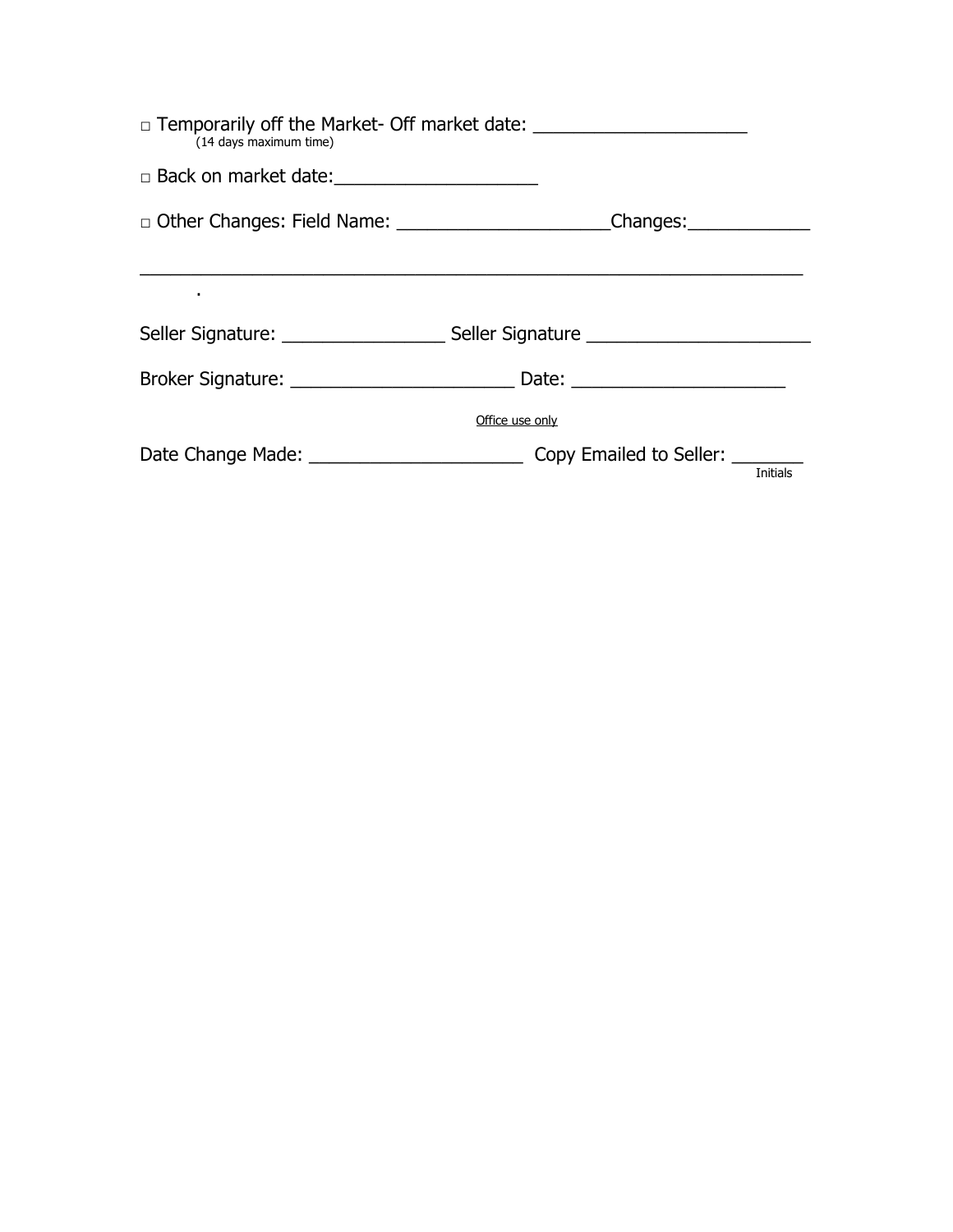□ Temporarily off the Market- Off market date: ____________________
(14 days maximum time)

□ Back on market date:____________________

□ Other Changes: Field Name: ____________________Changes:____________

_______________________________________________________________
.

Seller Signature: ________________ Seller Signature ______________________

Broker Signature: ______________________ Date: ____________________

Office use only

Date Change Made: ____________________ Copy Emailed to Seller: _______
Initials